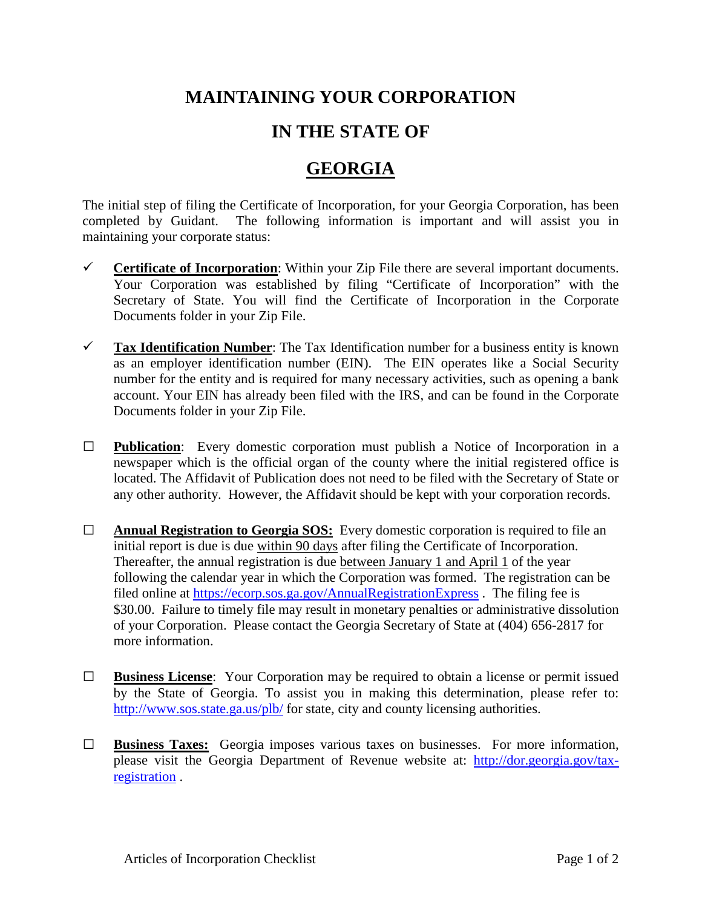# MAINTAINING YOUR CORPORATION

# IN THE STATE OF

# GEORGIA

The initial step of filing the Certificate of Incorporation, for your Georgia Corporation, has been completed by Guidant. The following information is important and will assist you in maintaining your corporate status:

- ✓ **Certificate of Incorporation**: Within your Zip File there are several important documents. Your Corporation was established by filing "Certificate of Incorporation" with the Secretary of State. You will find the Certificate of Incorporation in the Corporate Documents folder in your Zip File.

- ✓ **Tax Identification Number**: The Tax Identification number for a business entity is known as an employer identification number (EIN). The EIN operates like a Social Security number for the entity and is required for many necessary activities, such as opening a bank account. Your EIN has already been filed with the IRS, and can be found in the Corporate Documents folder in your Zip File.

- ☐ **Publication**: Every domestic corporation must publish a Notice of Incorporation in a newspaper which is the official organ of the county where the initial registered office is located. The Affidavit of Publication does not need to be filed with the Secretary of State or any other authority. However, the Affidavit should be kept with your corporation records.

- ☐ **Annual Registration to Georgia SOS:** Every domestic corporation is required to file an initial report is due is due within 90 days after filing the Certificate of Incorporation. Thereafter, the annual registration is due between January 1 and April 1 of the year following the calendar year in which the Corporation was formed. The registration can be filed online at https://ecorp.sos.ga.gov/AnnualRegistrationExpress . The filing fee is $30.00. Failure to timely file may result in monetary penalties or administrative dissolution of your Corporation. Please contact the Georgia Secretary of State at (404) 656-2817 for more information.

- ☐ **Business License**: Your Corporation may be required to obtain a license or permit issued by the State of Georgia. To assist you in making this determination, please refer to: http://www.sos.state.ga.us/plb/ for state, city and county licensing authorities.

- ☐ **Business Taxes:** Georgia imposes various taxes on businesses. For more information, please visit the Georgia Department of Revenue website at: http://dor.georgia.gov/tax-registration .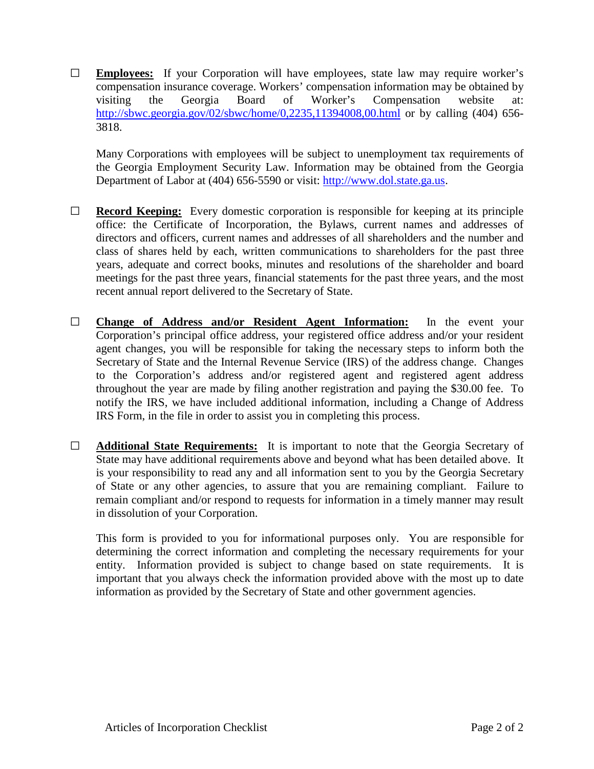- ☐ **Employees:** If your Corporation will have employees, state law may require worker's compensation insurance coverage. Workers' compensation information may be obtained by visiting the Georgia Board of Worker's Compensation website at: [http://sbwc.georgia.gov/02/sbwc/home/0,2235,11394008,00.html](http://sbwc.georgia.gov/02/sbwc/home/0,2235,11394008,00.html) or by calling (404) 656-3818.

  Many Corporations with employees will be subject to unemployment tax requirements of the Georgia Employment Security Law. Information may be obtained from the Georgia Department of Labor at (404) 656-5590 or visit: [http://www.dol.state.ga.us](http://www.dol.state.ga.us).

- ☐ **Record Keeping:** Every domestic corporation is responsible for keeping at its principle office: the Certificate of Incorporation, the Bylaws, current names and addresses of directors and officers, current names and addresses of all shareholders and the number and class of shares held by each, written communications to shareholders for the past three years, adequate and correct books, minutes and resolutions of the shareholder and board meetings for the past three years, financial statements for the past three years, and the most recent annual report delivered to the Secretary of State.

- ☐ **Change of Address and/or Resident Agent Information:** In the event your Corporation's principal office address, your registered office address and/or your resident agent changes, you will be responsible for taking the necessary steps to inform both the Secretary of State and the Internal Revenue Service (IRS) of the address change. Changes to the Corporation's address and/or registered agent and registered agent address throughout the year are made by filing another registration and paying the $30.00 fee. To notify the IRS, we have included additional information, including a Change of Address IRS Form, in the file in order to assist you in completing this process.

- ☐ **Additional State Requirements:** It is important to note that the Georgia Secretary of State may have additional requirements above and beyond what has been detailed above. It is your responsibility to read any and all information sent to you by the Georgia Secretary of State or any other agencies, to assure that you are remaining compliant. Failure to remain compliant and/or respond to requests for information in a timely manner may result in dissolution of your Corporation.

  This form is provided to you for informational purposes only. You are responsible for determining the correct information and completing the necessary requirements for your entity. Information provided is subject to change based on state requirements. It is important that you always check the information provided above with the most up to date information as provided by the Secretary of State and other government agencies.